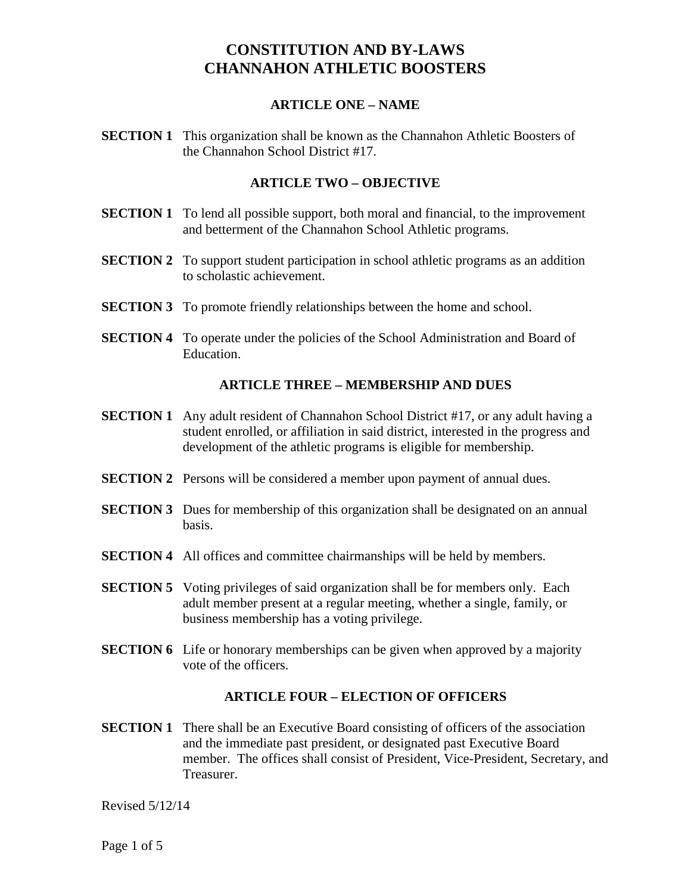# CONSTITUTION AND BY-LAWS
# CHANNAHON ATHLETIC BOOSTERS

## ARTICLE ONE – NAME

**SECTION 1** This organization shall be known as the Channahon Athletic Boosters of the Channahon School District #17.

## ARTICLE TWO – OBJECTIVE

**SECTION 1** To lend all possible support, both moral and financial, to the improvement and betterment of the Channahon School Athletic programs.

**SECTION 2** To support student participation in school athletic programs as an addition to scholastic achievement.

**SECTION 3** To promote friendly relationships between the home and school.

**SECTION 4** To operate under the policies of the School Administration and Board of Education.

## ARTICLE THREE – MEMBERSHIP AND DUES

**SECTION 1** Any adult resident of Channahon School District #17, or any adult having a student enrolled, or affiliation in said district, interested in the progress and development of the athletic programs is eligible for membership.

**SECTION 2** Persons will be considered a member upon payment of annual dues.

**SECTION 3** Dues for membership of this organization shall be designated on an annual basis.

**SECTION 4** All offices and committee chairmanships will be held by members.

**SECTION 5** Voting privileges of said organization shall be for members only. Each adult member present at a regular meeting, whether a single, family, or business membership has a voting privilege.

**SECTION 6** Life or honorary memberships can be given when approved by a majority vote of the officers.

## ARTICLE FOUR – ELECTION OF OFFICERS

**SECTION 1** There shall be an Executive Board consisting of officers of the association and the immediate past president, or designated past Executive Board member. The offices shall consist of President, Vice-President, Secretary, and Treasurer.

Revised 5/12/14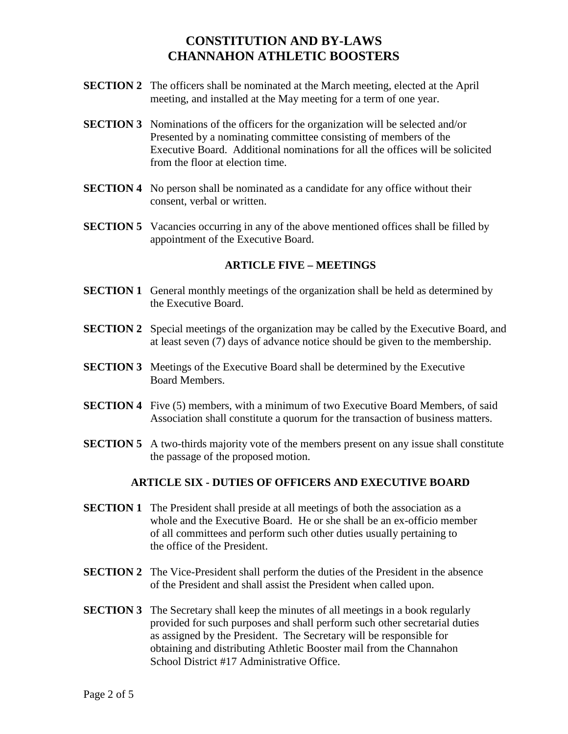# CONSTITUTION AND BY-LAWS
# CHANNAHON ATHLETIC BOOSTERS

**SECTION 2** The officers shall be nominated at the March meeting, elected at the April meeting, and installed at the May meeting for a term of one year.

**SECTION 3** Nominations of the officers for the organization will be selected and/or Presented by a nominating committee consisting of members of the Executive Board. Additional nominations for all the offices will be solicited from the floor at election time.

**SECTION 4** No person shall be nominated as a candidate for any office without their consent, verbal or written.

**SECTION 5** Vacancies occurring in any of the above mentioned offices shall be filled by appointment of the Executive Board.

## ARTICLE FIVE – MEETINGS

**SECTION 1** General monthly meetings of the organization shall be held as determined by the Executive Board.

**SECTION 2** Special meetings of the organization may be called by the Executive Board, and at least seven (7) days of advance notice should be given to the membership.

**SECTION 3** Meetings of the Executive Board shall be determined by the Executive Board Members.

**SECTION 4** Five (5) members, with a minimum of two Executive Board Members, of said Association shall constitute a quorum for the transaction of business matters.

**SECTION 5** A two-thirds majority vote of the members present on any issue shall constitute the passage of the proposed motion.

## ARTICLE SIX - DUTIES OF OFFICERS AND EXECUTIVE BOARD

**SECTION 1** The President shall preside at all meetings of both the association as a whole and the Executive Board. He or she shall be an ex-officio member of all committees and perform such other duties usually pertaining to the office of the President.

**SECTION 2** The Vice-President shall perform the duties of the President in the absence of the President and shall assist the President when called upon.

**SECTION 3** The Secretary shall keep the minutes of all meetings in a book regularly provided for such purposes and shall perform such other secretarial duties as assigned by the President. The Secretary will be responsible for obtaining and distributing Athletic Booster mail from the Channahon School District #17 Administrative Office.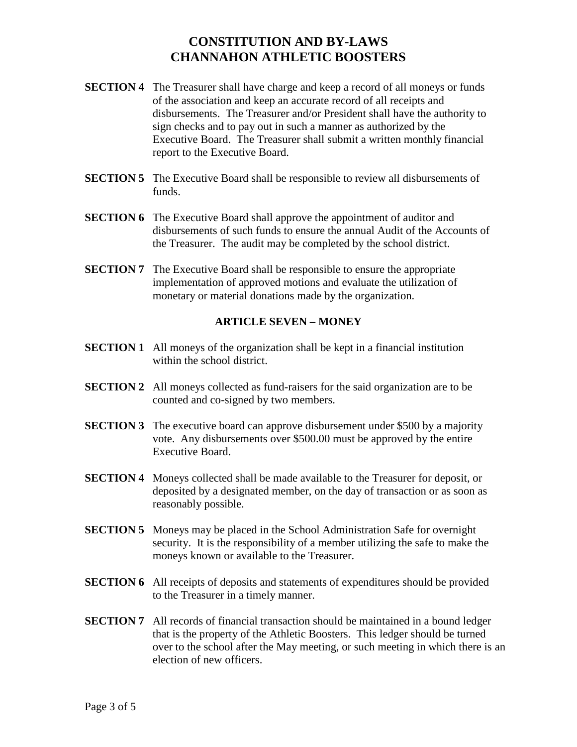# CONSTITUTION AND BY-LAWS
# CHANNAHON ATHLETIC BOOSTERS

**SECTION 4** The Treasurer shall have charge and keep a record of all moneys or funds of the association and keep an accurate record of all receipts and disbursements. The Treasurer and/or President shall have the authority to sign checks and to pay out in such a manner as authorized by the Executive Board. The Treasurer shall submit a written monthly financial report to the Executive Board.

**SECTION 5** The Executive Board shall be responsible to review all disbursements of funds.

**SECTION 6** The Executive Board shall approve the appointment of auditor and disbursements of such funds to ensure the annual Audit of the Accounts of the Treasurer. The audit may be completed by the school district.

**SECTION 7** The Executive Board shall be responsible to ensure the appropriate implementation of approved motions and evaluate the utilization of monetary or material donations made by the organization.

## ARTICLE SEVEN – MONEY

**SECTION 1** All moneys of the organization shall be kept in a financial institution within the school district.

**SECTION 2** All moneys collected as fund-raisers for the said organization are to be counted and co-signed by two members.

**SECTION 3** The executive board can approve disbursement under $500 by a majority vote. Any disbursements over $500.00 must be approved by the entire Executive Board.

**SECTION 4** Moneys collected shall be made available to the Treasurer for deposit, or deposited by a designated member, on the day of transaction or as soon as reasonably possible.

**SECTION 5** Moneys may be placed in the School Administration Safe for overnight security. It is the responsibility of a member utilizing the safe to make the moneys known or available to the Treasurer.

**SECTION 6** All receipts of deposits and statements of expenditures should be provided to the Treasurer in a timely manner.

**SECTION 7** All records of financial transaction should be maintained in a bound ledger that is the property of the Athletic Boosters. This ledger should be turned over to the school after the May meeting, or such meeting in which there is an election of new officers.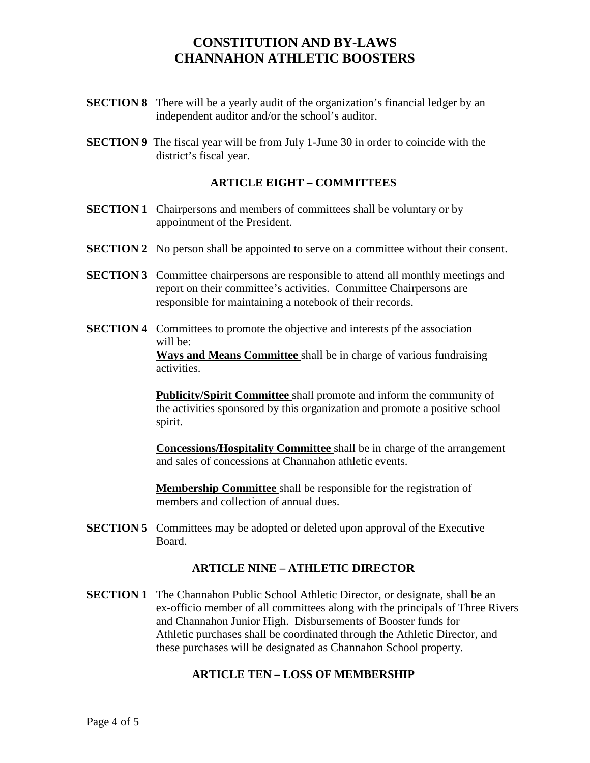# CONSTITUTION AND BY-LAWS
# CHANNAHON ATHLETIC BOOSTERS

**SECTION 8** There will be a yearly audit of the organization's financial ledger by an independent auditor and/or the school's auditor.

**SECTION 9** The fiscal year will be from July 1-June 30 in order to coincide with the district's fiscal year.

## ARTICLE EIGHT – COMMITTEES

**SECTION 1** Chairpersons and members of committees shall be voluntary or by appointment of the President.

**SECTION 2** No person shall be appointed to serve on a committee without their consent.

**SECTION 3** Committee chairpersons are responsible to attend all monthly meetings and report on their committee's activities. Committee Chairpersons are responsible for maintaining a notebook of their records.

**SECTION 4** Committees to promote the objective and interests pf the association will be:

**Ways and Means Committee** shall be in charge of various fundraising activities.

**Publicity/Spirit Committee** shall promote and inform the community of the activities sponsored by this organization and promote a positive school spirit.

**Concessions/Hospitality Committee** shall be in charge of the arrangement and sales of concessions at Channahon athletic events.

**Membership Committee** shall be responsible for the registration of members and collection of annual dues.

**SECTION 5** Committees may be adopted or deleted upon approval of the Executive Board.

## ARTICLE NINE – ATHLETIC DIRECTOR

**SECTION 1** The Channahon Public School Athletic Director, or designate, shall be an ex-officio member of all committees along with the principals of Three Rivers and Channahon Junior High. Disbursements of Booster funds for Athletic purchases shall be coordinated through the Athletic Director, and these purchases will be designated as Channahon School property.

## ARTICLE TEN – LOSS OF MEMBERSHIP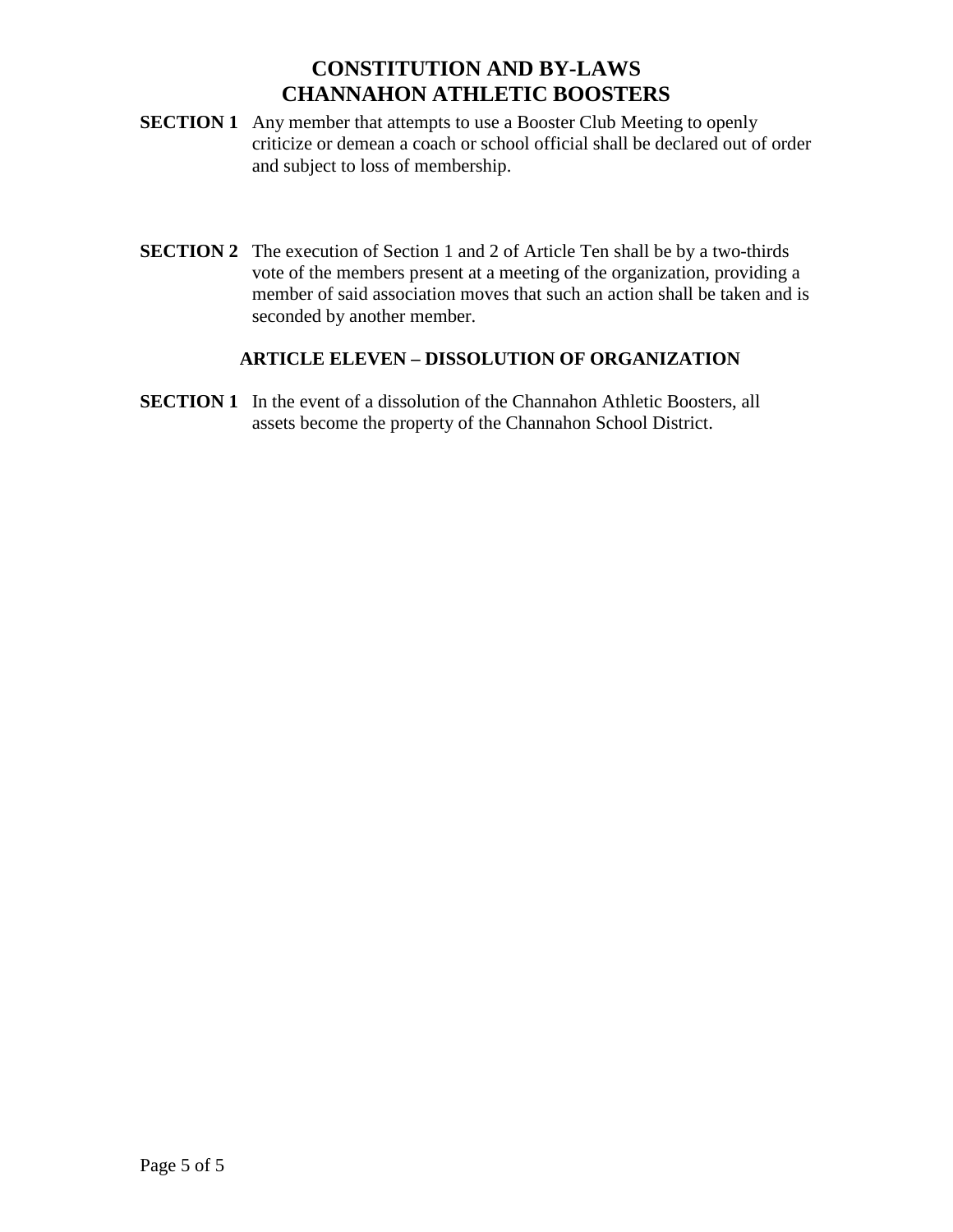**SECTION 1** Any member that attempts to use a Booster Club Meeting to openly criticize or demean a coach or school official shall be declared out of order and subject to loss of membership.

**SECTION 2** The execution of Section 1 and 2 of Article Ten shall be by a two-thirds vote of the members present at a meeting of the organization, providing a member of said association moves that such an action shall be taken and is seconded by another member.

## ARTICLE ELEVEN – DISSOLUTION OF ORGANIZATION

**SECTION 1** In the event of a dissolution of the Channahon Athletic Boosters, all assets become the property of the Channahon School District.